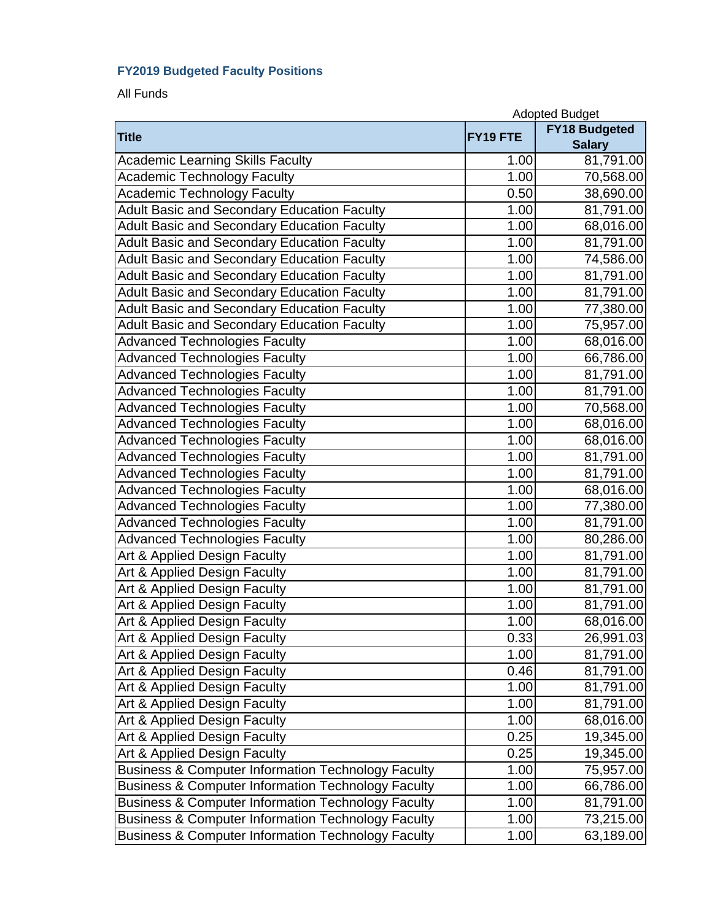### FY2019 Budgeted Faculty Positions

All Funds

| Title | FY19 FTE | FY18 Budgeted Salary |
|---|---|---|
| | Adopted Budget | |
| Academic Learning Skills Faculty | 1.00 | 81,791.00 |
| Academic Technology Faculty | 1.00 | 70,568.00 |
| Academic Technology Faculty | 0.50 | 38,690.00 |
| Adult Basic and Secondary Education Faculty | 1.00 | 81,791.00 |
| Adult Basic and Secondary Education Faculty | 1.00 | 68,016.00 |
| Adult Basic and Secondary Education Faculty | 1.00 | 81,791.00 |
| Adult Basic and Secondary Education Faculty | 1.00 | 74,586.00 |
| Adult Basic and Secondary Education Faculty | 1.00 | 81,791.00 |
| Adult Basic and Secondary Education Faculty | 1.00 | 81,791.00 |
| Adult Basic and Secondary Education Faculty | 1.00 | 77,380.00 |
| Adult Basic and Secondary Education Faculty | 1.00 | 75,957.00 |
| Advanced Technologies Faculty | 1.00 | 68,016.00 |
| Advanced Technologies Faculty | 1.00 | 66,786.00 |
| Advanced Technologies Faculty | 1.00 | 81,791.00 |
| Advanced Technologies Faculty | 1.00 | 81,791.00 |
| Advanced Technologies Faculty | 1.00 | 70,568.00 |
| Advanced Technologies Faculty | 1.00 | 68,016.00 |
| Advanced Technologies Faculty | 1.00 | 68,016.00 |
| Advanced Technologies Faculty | 1.00 | 81,791.00 |
| Advanced Technologies Faculty | 1.00 | 81,791.00 |
| Advanced Technologies Faculty | 1.00 | 68,016.00 |
| Advanced Technologies Faculty | 1.00 | 77,380.00 |
| Advanced Technologies Faculty | 1.00 | 81,791.00 |
| Advanced Technologies Faculty | 1.00 | 80,286.00 |
| Art & Applied Design Faculty | 1.00 | 81,791.00 |
| Art & Applied Design Faculty | 1.00 | 81,791.00 |
| Art & Applied Design Faculty | 1.00 | 81,791.00 |
| Art & Applied Design Faculty | 1.00 | 81,791.00 |
| Art & Applied Design Faculty | 1.00 | 68,016.00 |
| Art & Applied Design Faculty | 0.33 | 26,991.03 |
| Art & Applied Design Faculty | 1.00 | 81,791.00 |
| Art & Applied Design Faculty | 0.46 | 81,791.00 |
| Art & Applied Design Faculty | 1.00 | 81,791.00 |
| Art & Applied Design Faculty | 1.00 | 81,791.00 |
| Art & Applied Design Faculty | 1.00 | 68,016.00 |
| Art & Applied Design Faculty | 0.25 | 19,345.00 |
| Art & Applied Design Faculty | 0.25 | 19,345.00 |
| Business & Computer Information Technology Faculty | 1.00 | 75,957.00 |
| Business & Computer Information Technology Faculty | 1.00 | 66,786.00 |
| Business & Computer Information Technology Faculty | 1.00 | 81,791.00 |
| Business & Computer Information Technology Faculty | 1.00 | 73,215.00 |
| Business & Computer Information Technology Faculty | 1.00 | 63,189.00 |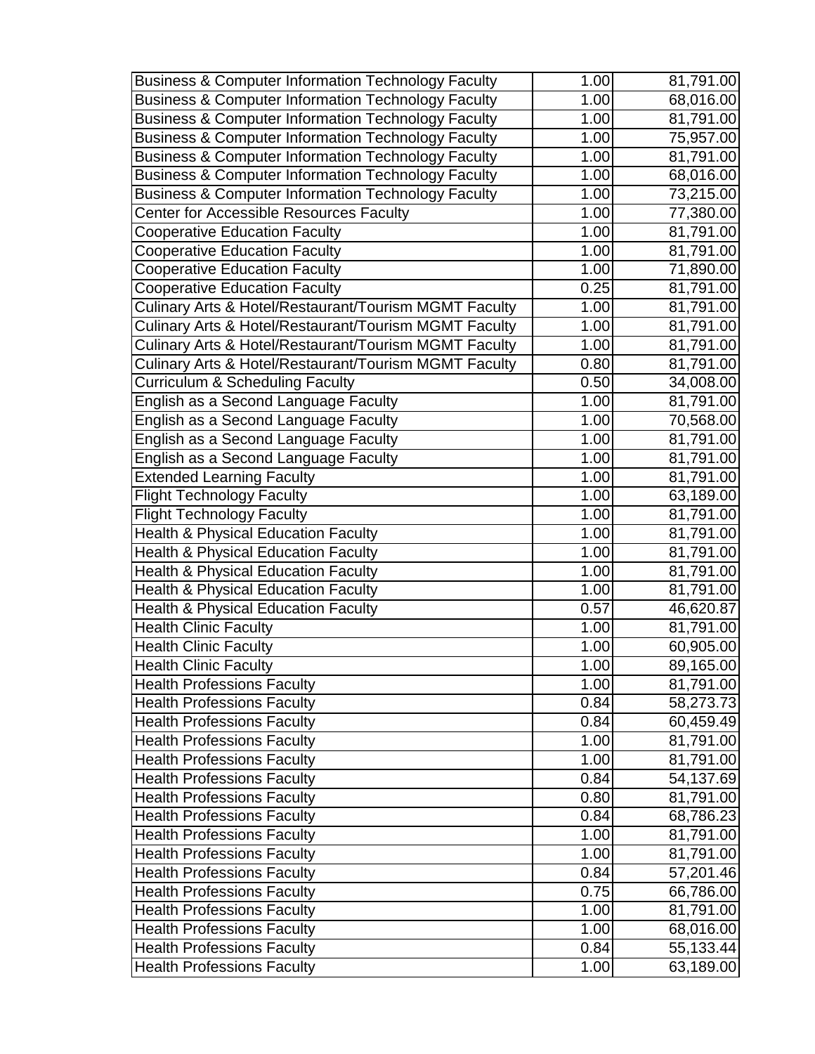| | | |
|---|---|---|
| Business & Computer Information Technology Faculty | 1.00 | 81,791.00 |
| Business & Computer Information Technology Faculty | 1.00 | 68,016.00 |
| Business & Computer Information Technology Faculty | 1.00 | 81,791.00 |
| Business & Computer Information Technology Faculty | 1.00 | 75,957.00 |
| Business & Computer Information Technology Faculty | 1.00 | 81,791.00 |
| Business & Computer Information Technology Faculty | 1.00 | 68,016.00 |
| Business & Computer Information Technology Faculty | 1.00 | 73,215.00 |
| Center for Accessible Resources Faculty | 1.00 | 77,380.00 |
| Cooperative Education Faculty | 1.00 | 81,791.00 |
| Cooperative Education Faculty | 1.00 | 81,791.00 |
| Cooperative Education Faculty | 1.00 | 71,890.00 |
| Cooperative Education Faculty | 0.25 | 81,791.00 |
| Culinary Arts & Hotel/Restaurant/Tourism MGMT Faculty | 1.00 | 81,791.00 |
| Culinary Arts & Hotel/Restaurant/Tourism MGMT Faculty | 1.00 | 81,791.00 |
| Culinary Arts & Hotel/Restaurant/Tourism MGMT Faculty | 1.00 | 81,791.00 |
| Culinary Arts & Hotel/Restaurant/Tourism MGMT Faculty | 0.80 | 81,791.00 |
| Curriculum & Scheduling Faculty | 0.50 | 34,008.00 |
| English as a Second Language Faculty | 1.00 | 81,791.00 |
| English as a Second Language Faculty | 1.00 | 70,568.00 |
| English as a Second Language Faculty | 1.00 | 81,791.00 |
| English as a Second Language Faculty | 1.00 | 81,791.00 |
| Extended Learning Faculty | 1.00 | 81,791.00 |
| Flight Technology Faculty | 1.00 | 63,189.00 |
| Flight Technology Faculty | 1.00 | 81,791.00 |
| Health & Physical Education Faculty | 1.00 | 81,791.00 |
| Health & Physical Education Faculty | 1.00 | 81,791.00 |
| Health & Physical Education Faculty | 1.00 | 81,791.00 |
| Health & Physical Education Faculty | 1.00 | 81,791.00 |
| Health & Physical Education Faculty | 0.57 | 46,620.87 |
| Health Clinic Faculty | 1.00 | 81,791.00 |
| Health Clinic Faculty | 1.00 | 60,905.00 |
| Health Clinic Faculty | 1.00 | 89,165.00 |
| Health Professions Faculty | 1.00 | 81,791.00 |
| Health Professions Faculty | 0.84 | 58,273.73 |
| Health Professions Faculty | 0.84 | 60,459.49 |
| Health Professions Faculty | 1.00 | 81,791.00 |
| Health Professions Faculty | 1.00 | 81,791.00 |
| Health Professions Faculty | 0.84 | 54,137.69 |
| Health Professions Faculty | 0.80 | 81,791.00 |
| Health Professions Faculty | 0.84 | 68,786.23 |
| Health Professions Faculty | 1.00 | 81,791.00 |
| Health Professions Faculty | 1.00 | 81,791.00 |
| Health Professions Faculty | 0.84 | 57,201.46 |
| Health Professions Faculty | 0.75 | 66,786.00 |
| Health Professions Faculty | 1.00 | 81,791.00 |
| Health Professions Faculty | 1.00 | 68,016.00 |
| Health Professions Faculty | 0.84 | 55,133.44 |
| Health Professions Faculty | 1.00 | 63,189.00 |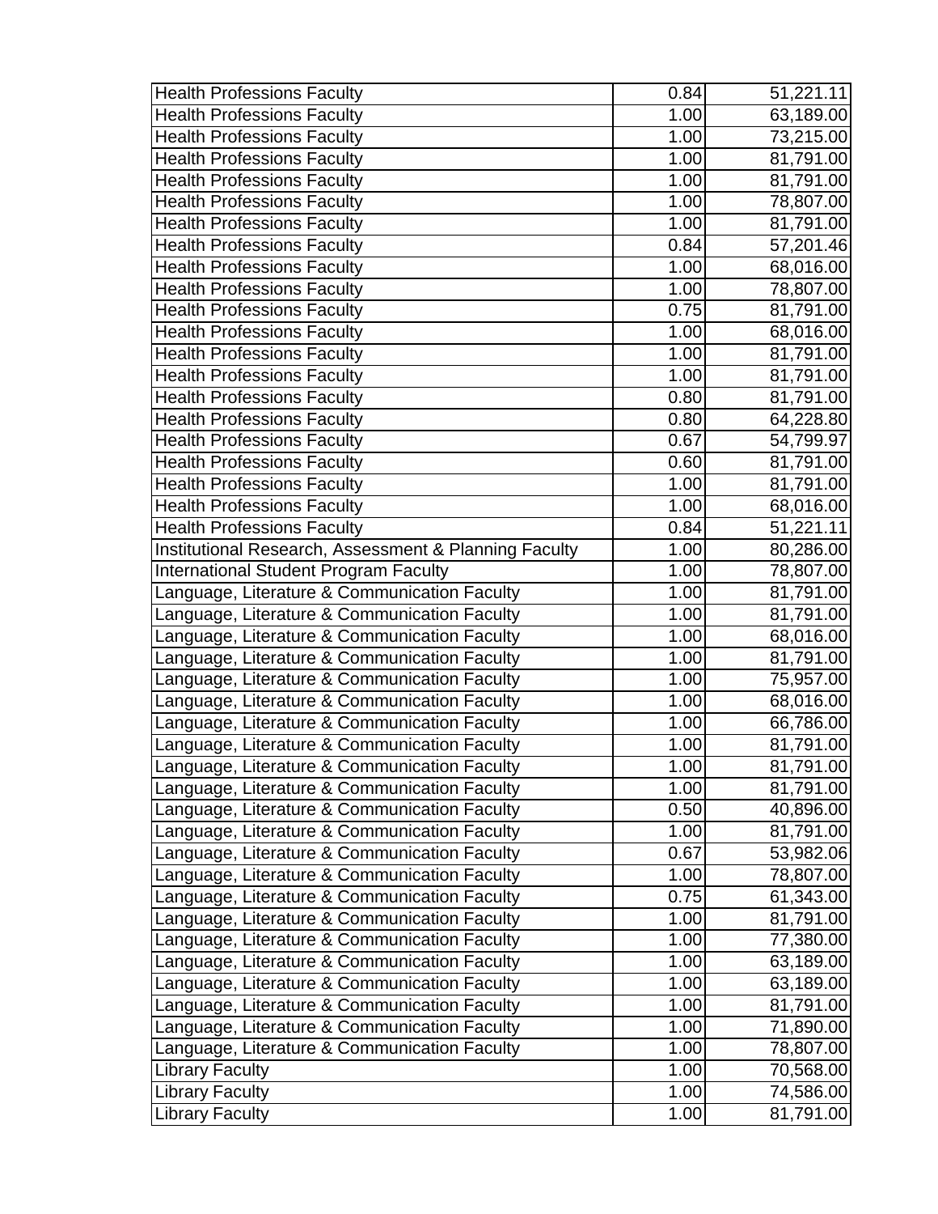| Health Professions Faculty | 0.84 | 51,221.11 |
|---|---|---|
| Health Professions Faculty | 1.00 | 63,189.00 |
| Health Professions Faculty | 1.00 | 73,215.00 |
| Health Professions Faculty | 1.00 | 81,791.00 |
| Health Professions Faculty | 1.00 | 81,791.00 |
| Health Professions Faculty | 1.00 | 78,807.00 |
| Health Professions Faculty | 1.00 | 81,791.00 |
| Health Professions Faculty | 0.84 | 57,201.46 |
| Health Professions Faculty | 1.00 | 68,016.00 |
| Health Professions Faculty | 1.00 | 78,807.00 |
| Health Professions Faculty | 0.75 | 81,791.00 |
| Health Professions Faculty | 1.00 | 68,016.00 |
| Health Professions Faculty | 1.00 | 81,791.00 |
| Health Professions Faculty | 1.00 | 81,791.00 |
| Health Professions Faculty | 0.80 | 81,791.00 |
| Health Professions Faculty | 0.80 | 64,228.80 |
| Health Professions Faculty | 0.67 | 54,799.97 |
| Health Professions Faculty | 0.60 | 81,791.00 |
| Health Professions Faculty | 1.00 | 81,791.00 |
| Health Professions Faculty | 1.00 | 68,016.00 |
| Health Professions Faculty | 0.84 | 51,221.11 |
| Institutional Research, Assessment & Planning Faculty | 1.00 | 80,286.00 |
| International Student Program Faculty | 1.00 | 78,807.00 |
| Language, Literature & Communication Faculty | 1.00 | 81,791.00 |
| Language, Literature & Communication Faculty | 1.00 | 81,791.00 |
| Language, Literature & Communication Faculty | 1.00 | 68,016.00 |
| Language, Literature & Communication Faculty | 1.00 | 81,791.00 |
| Language, Literature & Communication Faculty | 1.00 | 75,957.00 |
| Language, Literature & Communication Faculty | 1.00 | 68,016.00 |
| Language, Literature & Communication Faculty | 1.00 | 66,786.00 |
| Language, Literature & Communication Faculty | 1.00 | 81,791.00 |
| Language, Literature & Communication Faculty | 1.00 | 81,791.00 |
| Language, Literature & Communication Faculty | 1.00 | 81,791.00 |
| Language, Literature & Communication Faculty | 0.50 | 40,896.00 |
| Language, Literature & Communication Faculty | 1.00 | 81,791.00 |
| Language, Literature & Communication Faculty | 0.67 | 53,982.06 |
| Language, Literature & Communication Faculty | 1.00 | 78,807.00 |
| Language, Literature & Communication Faculty | 0.75 | 61,343.00 |
| Language, Literature & Communication Faculty | 1.00 | 81,791.00 |
| Language, Literature & Communication Faculty | 1.00 | 77,380.00 |
| Language, Literature & Communication Faculty | 1.00 | 63,189.00 |
| Language, Literature & Communication Faculty | 1.00 | 63,189.00 |
| Language, Literature & Communication Faculty | 1.00 | 81,791.00 |
| Language, Literature & Communication Faculty | 1.00 | 71,890.00 |
| Language, Literature & Communication Faculty | 1.00 | 78,807.00 |
| Library Faculty | 1.00 | 70,568.00 |
| Library Faculty | 1.00 | 74,586.00 |
| Library Faculty | 1.00 | 81,791.00 |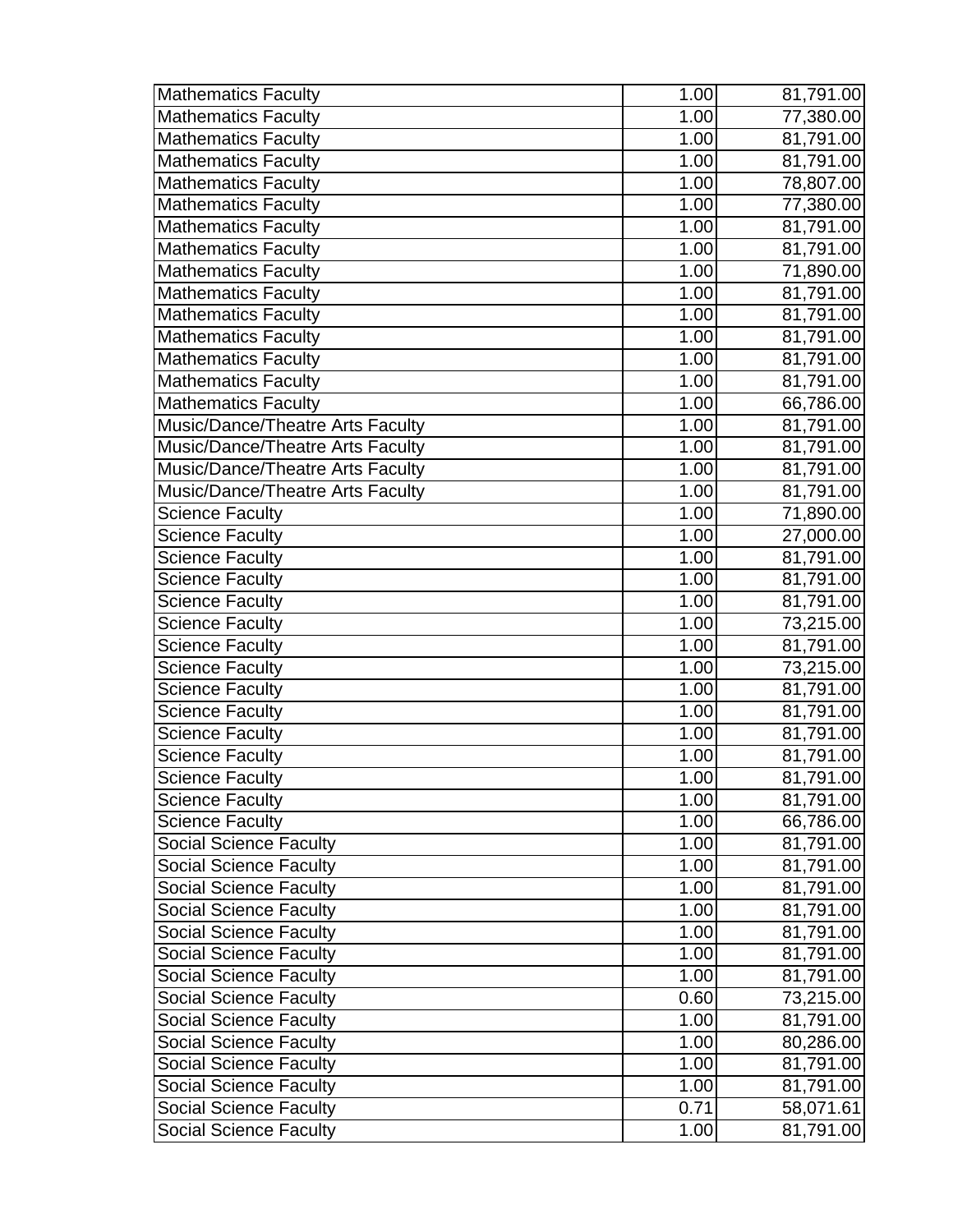| | | |
|---|---|---|
| Mathematics Faculty | 1.00 | 81,791.00 |
| Mathematics Faculty | 1.00 | 77,380.00 |
| Mathematics Faculty | 1.00 | 81,791.00 |
| Mathematics Faculty | 1.00 | 81,791.00 |
| Mathematics Faculty | 1.00 | 78,807.00 |
| Mathematics Faculty | 1.00 | 77,380.00 |
| Mathematics Faculty | 1.00 | 81,791.00 |
| Mathematics Faculty | 1.00 | 81,791.00 |
| Mathematics Faculty | 1.00 | 71,890.00 |
| Mathematics Faculty | 1.00 | 81,791.00 |
| Mathematics Faculty | 1.00 | 81,791.00 |
| Mathematics Faculty | 1.00 | 81,791.00 |
| Mathematics Faculty | 1.00 | 81,791.00 |
| Mathematics Faculty | 1.00 | 81,791.00 |
| Mathematics Faculty | 1.00 | 66,786.00 |
| Music/Dance/Theatre Arts Faculty | 1.00 | 81,791.00 |
| Music/Dance/Theatre Arts Faculty | 1.00 | 81,791.00 |
| Music/Dance/Theatre Arts Faculty | 1.00 | 81,791.00 |
| Music/Dance/Theatre Arts Faculty | 1.00 | 81,791.00 |
| Science Faculty | 1.00 | 71,890.00 |
| Science Faculty | 1.00 | 27,000.00 |
| Science Faculty | 1.00 | 81,791.00 |
| Science Faculty | 1.00 | 81,791.00 |
| Science Faculty | 1.00 | 81,791.00 |
| Science Faculty | 1.00 | 73,215.00 |
| Science Faculty | 1.00 | 81,791.00 |
| Science Faculty | 1.00 | 73,215.00 |
| Science Faculty | 1.00 | 81,791.00 |
| Science Faculty | 1.00 | 81,791.00 |
| Science Faculty | 1.00 | 81,791.00 |
| Science Faculty | 1.00 | 81,791.00 |
| Science Faculty | 1.00 | 81,791.00 |
| Science Faculty | 1.00 | 81,791.00 |
| Science Faculty | 1.00 | 66,786.00 |
| Social Science Faculty | 1.00 | 81,791.00 |
| Social Science Faculty | 1.00 | 81,791.00 |
| Social Science Faculty | 1.00 | 81,791.00 |
| Social Science Faculty | 1.00 | 81,791.00 |
| Social Science Faculty | 1.00 | 81,791.00 |
| Social Science Faculty | 1.00 | 81,791.00 |
| Social Science Faculty | 1.00 | 81,791.00 |
| Social Science Faculty | 0.60 | 73,215.00 |
| Social Science Faculty | 1.00 | 81,791.00 |
| Social Science Faculty | 1.00 | 80,286.00 |
| Social Science Faculty | 1.00 | 81,791.00 |
| Social Science Faculty | 1.00 | 81,791.00 |
| Social Science Faculty | 0.71 | 58,071.61 |
| Social Science Faculty | 1.00 | 81,791.00 |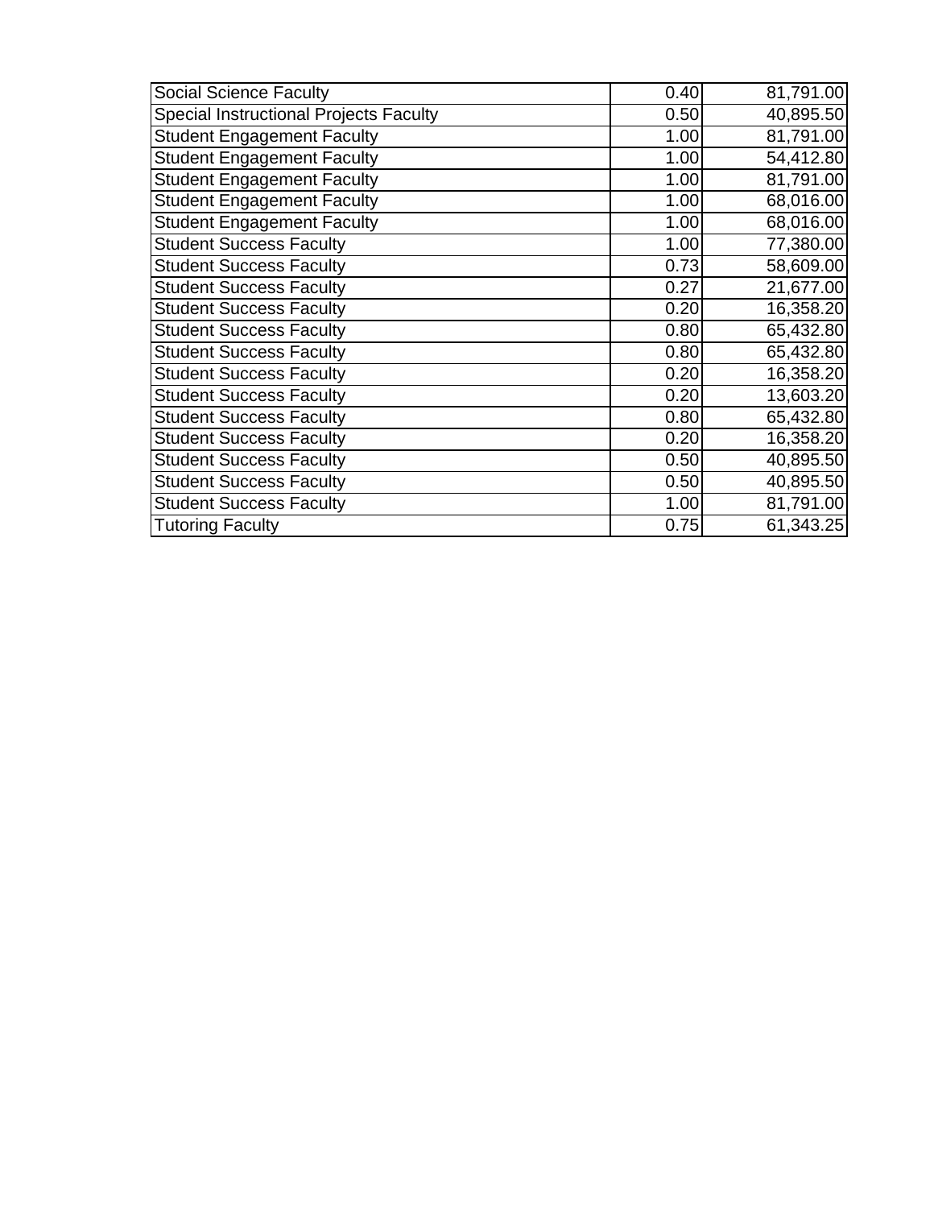| | | |
|---|---|---|
| Social Science Faculty | 0.40 | 81,791.00 |
| Special Instructional Projects Faculty | 0.50 | 40,895.50 |
| Student Engagement Faculty | 1.00 | 81,791.00 |
| Student Engagement Faculty | 1.00 | 54,412.80 |
| Student Engagement Faculty | 1.00 | 81,791.00 |
| Student Engagement Faculty | 1.00 | 68,016.00 |
| Student Engagement Faculty | 1.00 | 68,016.00 |
| Student Success Faculty | 1.00 | 77,380.00 |
| Student Success Faculty | 0.73 | 58,609.00 |
| Student Success Faculty | 0.27 | 21,677.00 |
| Student Success Faculty | 0.20 | 16,358.20 |
| Student Success Faculty | 0.80 | 65,432.80 |
| Student Success Faculty | 0.80 | 65,432.80 |
| Student Success Faculty | 0.20 | 16,358.20 |
| Student Success Faculty | 0.20 | 13,603.20 |
| Student Success Faculty | 0.80 | 65,432.80 |
| Student Success Faculty | 0.20 | 16,358.20 |
| Student Success Faculty | 0.50 | 40,895.50 |
| Student Success Faculty | 0.50 | 40,895.50 |
| Student Success Faculty | 1.00 | 81,791.00 |
| Tutoring Faculty | 0.75 | 61,343.25 |